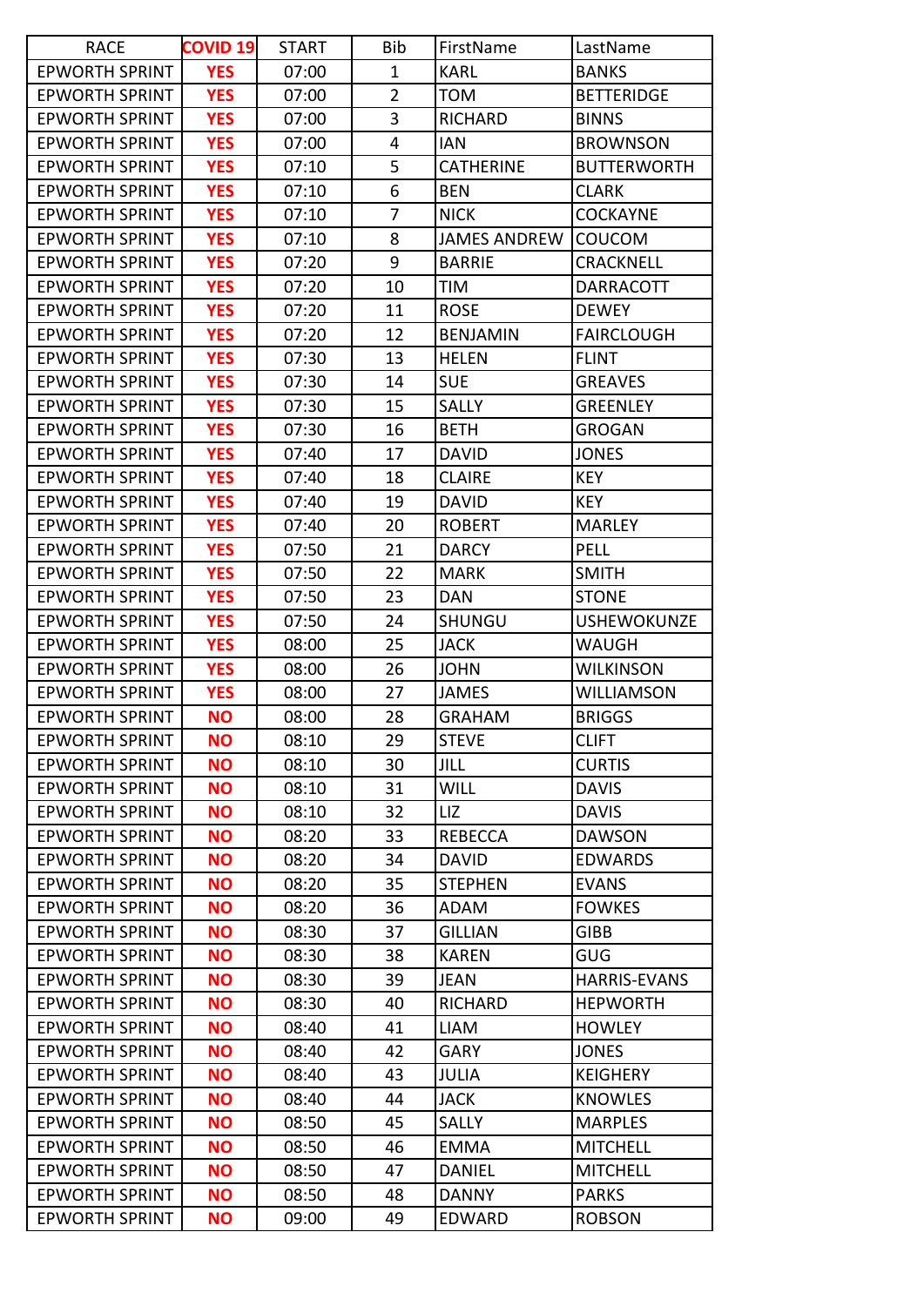| RACE | COVID 19 | START | Bib | FirstName | LastName |
|---|---|---|---|---|---|
| EPWORTH SPRINT | YES | 07:00 | 1 | KARL | BANKS |
| EPWORTH SPRINT | YES | 07:00 | 2 | TOM | BETTERIDGE |
| EPWORTH SPRINT | YES | 07:00 | 3 | RICHARD | BINNS |
| EPWORTH SPRINT | YES | 07:00 | 4 | IAN | BROWNSON |
| EPWORTH SPRINT | YES | 07:10 | 5 | CATHERINE | BUTTERWORTH |
| EPWORTH SPRINT | YES | 07:10 | 6 | BEN | CLARK |
| EPWORTH SPRINT | YES | 07:10 | 7 | NICK | COCKAYNE |
| EPWORTH SPRINT | YES | 07:10 | 8 | JAMES ANDREW | COUCOM |
| EPWORTH SPRINT | YES | 07:20 | 9 | BARRIE | CRACKNELL |
| EPWORTH SPRINT | YES | 07:20 | 10 | TIM | DARRACOTT |
| EPWORTH SPRINT | YES | 07:20 | 11 | ROSE | DEWEY |
| EPWORTH SPRINT | YES | 07:20 | 12 | BENJAMIN | FAIRCLOUGH |
| EPWORTH SPRINT | YES | 07:30 | 13 | HELEN | FLINT |
| EPWORTH SPRINT | YES | 07:30 | 14 | SUE | GREAVES |
| EPWORTH SPRINT | YES | 07:30 | 15 | SALLY | GREENLEY |
| EPWORTH SPRINT | YES | 07:30 | 16 | BETH | GROGAN |
| EPWORTH SPRINT | YES | 07:40 | 17 | DAVID | JONES |
| EPWORTH SPRINT | YES | 07:40 | 18 | CLAIRE | KEY |
| EPWORTH SPRINT | YES | 07:40 | 19 | DAVID | KEY |
| EPWORTH SPRINT | YES | 07:40 | 20 | ROBERT | MARLEY |
| EPWORTH SPRINT | YES | 07:50 | 21 | DARCY | PELL |
| EPWORTH SPRINT | YES | 07:50 | 22 | MARK | SMITH |
| EPWORTH SPRINT | YES | 07:50 | 23 | DAN | STONE |
| EPWORTH SPRINT | YES | 07:50 | 24 | SHUNGU | USHEWOKUNZE |
| EPWORTH SPRINT | YES | 08:00 | 25 | JACK | WAUGH |
| EPWORTH SPRINT | YES | 08:00 | 26 | JOHN | WILKINSON |
| EPWORTH SPRINT | YES | 08:00 | 27 | JAMES | WILLIAMSON |
| EPWORTH SPRINT | NO | 08:00 | 28 | GRAHAM | BRIGGS |
| EPWORTH SPRINT | NO | 08:10 | 29 | STEVE | CLIFT |
| EPWORTH SPRINT | NO | 08:10 | 30 | JILL | CURTIS |
| EPWORTH SPRINT | NO | 08:10 | 31 | WILL | DAVIS |
| EPWORTH SPRINT | NO | 08:10 | 32 | LIZ | DAVIS |
| EPWORTH SPRINT | NO | 08:20 | 33 | REBECCA | DAWSON |
| EPWORTH SPRINT | NO | 08:20 | 34 | DAVID | EDWARDS |
| EPWORTH SPRINT | NO | 08:20 | 35 | STEPHEN | EVANS |
| EPWORTH SPRINT | NO | 08:20 | 36 | ADAM | FOWKES |
| EPWORTH SPRINT | NO | 08:30 | 37 | GILLIAN | GIBB |
| EPWORTH SPRINT | NO | 08:30 | 38 | KAREN | GUG |
| EPWORTH SPRINT | NO | 08:30 | 39 | JEAN | HARRIS-EVANS |
| EPWORTH SPRINT | NO | 08:30 | 40 | RICHARD | HEPWORTH |
| EPWORTH SPRINT | NO | 08:40 | 41 | LIAM | HOWLEY |
| EPWORTH SPRINT | NO | 08:40 | 42 | GARY | JONES |
| EPWORTH SPRINT | NO | 08:40 | 43 | JULIA | KEIGHERY |
| EPWORTH SPRINT | NO | 08:40 | 44 | JACK | KNOWLES |
| EPWORTH SPRINT | NO | 08:50 | 45 | SALLY | MARPLES |
| EPWORTH SPRINT | NO | 08:50 | 46 | EMMA | MITCHELL |
| EPWORTH SPRINT | NO | 08:50 | 47 | DANIEL | MITCHELL |
| EPWORTH SPRINT | NO | 08:50 | 48 | DANNY | PARKS |
| EPWORTH SPRINT | NO | 09:00 | 49 | EDWARD | ROBSON |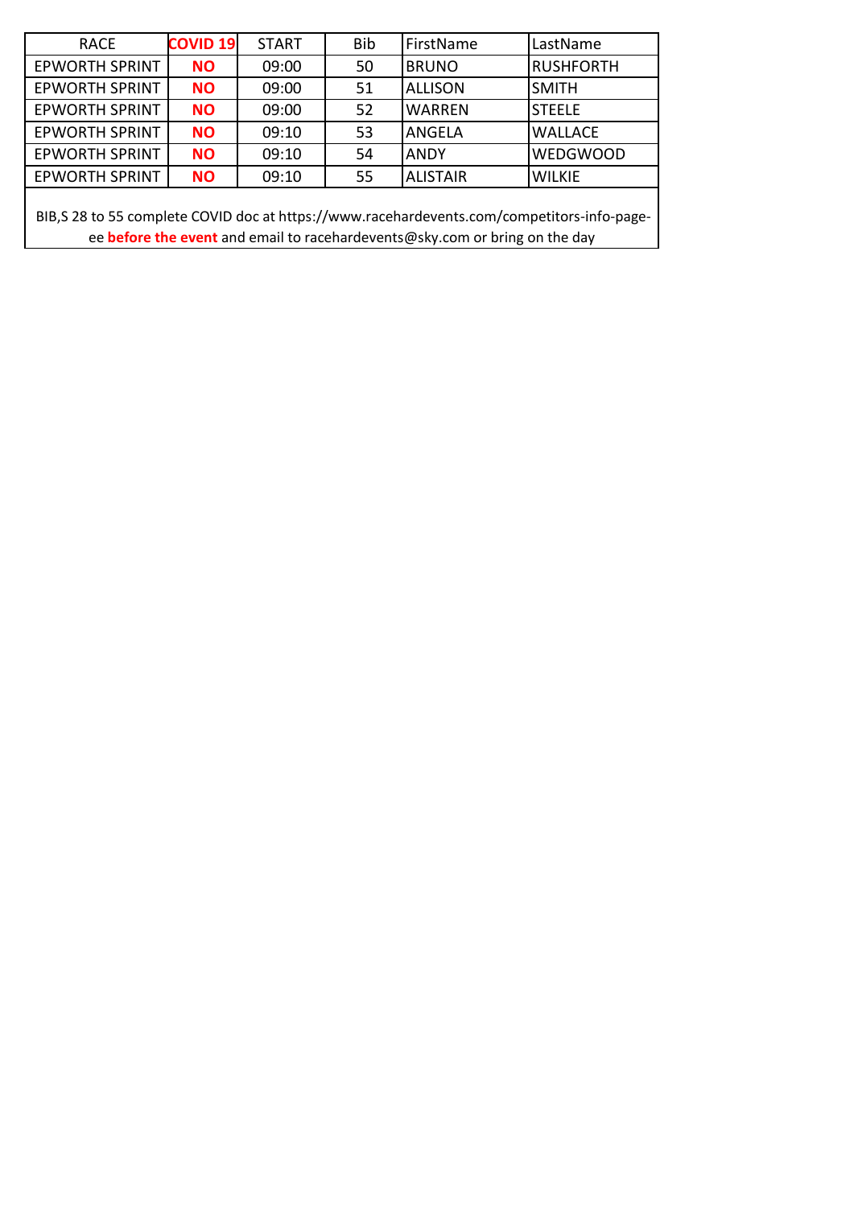| RACE | COVID 19 | START | Bib | FirstName | LastName |
|---|---|---|---|---|---|
| EPWORTH SPRINT | **NO** | 09:00 | 50 | BRUNO | RUSHFORTH |
| EPWORTH SPRINT | **NO** | 09:00 | 51 | ALLISON | SMITH |
| EPWORTH SPRINT | **NO** | 09:00 | 52 | WARREN | STEELE |
| EPWORTH SPRINT | **NO** | 09:10 | 53 | ANGELA | WALLACE |
| EPWORTH SPRINT | **NO** | 09:10 | 54 | ANDY | WEDGWOOD |
| EPWORTH SPRINT | **NO** | 09:10 | 55 | ALISTAIR | WILKIE |

BIB,S 28 to 55 complete COVID doc at https://www.racehardevents.com/competitors-info-page-ee **before the event** and email to racehardevents@sky.com or bring on the day